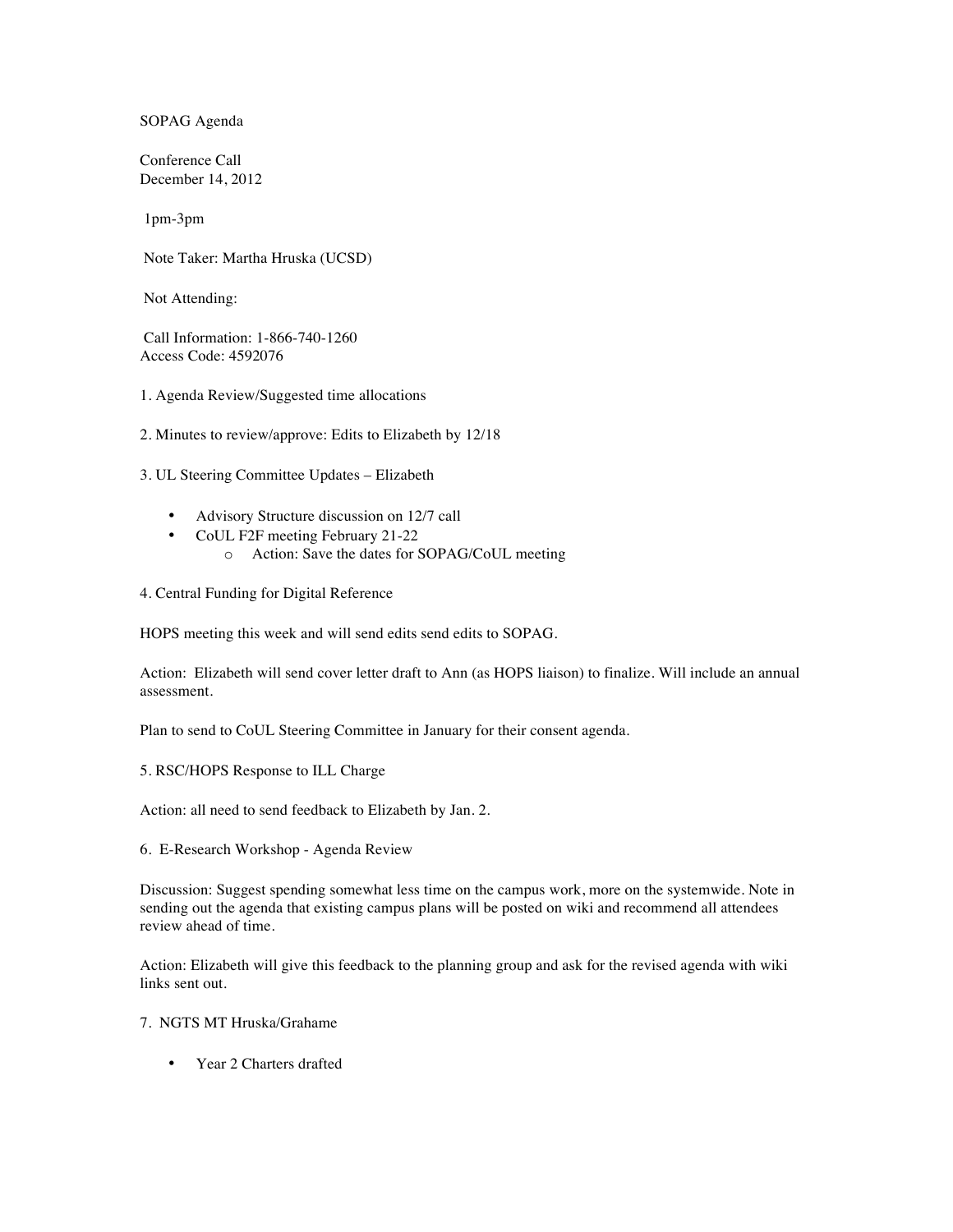SOPAG Agenda

Conference Call
December 14, 2012

1pm-3pm

Note Taker: Martha Hruska (UCSD)

Not Attending:

Call Information: 1-866-740-1260
Access Code: 4592076

1. Agenda Review/Suggested time allocations

2. Minutes to review/approve: Edits to Elizabeth by 12/18

3. UL Steering Committee Updates – Elizabeth

- Advisory Structure discussion on 12/7 call
- CoUL F2F meeting February 21-22
  - Action: Save the dates for SOPAG/CoUL meeting

4. Central Funding for Digital Reference

HOPS meeting this week and will send edits send edits to SOPAG.

Action: Elizabeth will send cover letter draft to Ann (as HOPS liaison) to finalize. Will include an annual assessment.

Plan to send to CoUL Steering Committee in January for their consent agenda.

5. RSC/HOPS Response to ILL Charge

Action: all need to send feedback to Elizabeth by Jan. 2.

6. E-Research Workshop - Agenda Review

Discussion: Suggest spending somewhat less time on the campus work, more on the systemwide. Note in sending out the agenda that existing campus plans will be posted on wiki and recommend all attendees review ahead of time.

Action: Elizabeth will give this feedback to the planning group and ask for the revised agenda with wiki links sent out.

7. NGTS MT Hruska/Grahame

- Year 2 Charters drafted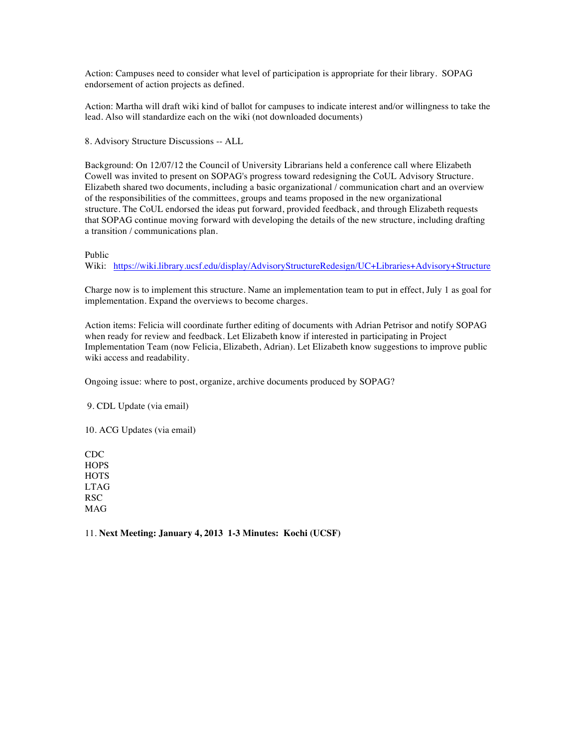Action: Campuses need to consider what level of participation is appropriate for their library. SOPAG endorsement of action projects as defined.

Action: Martha will draft wiki kind of ballot for campuses to indicate interest and/or willingness to take the lead. Also will standardize each on the wiki (not downloaded documents)

8. Advisory Structure Discussions -- ALL

Background: On 12/07/12 the Council of University Librarians held a conference call where Elizabeth Cowell was invited to present on SOPAG's progress toward redesigning the CoUL Advisory Structure. Elizabeth shared two documents, including a basic organizational / communication chart and an overview of the responsibilities of the committees, groups and teams proposed in the new organizational structure. The CoUL endorsed the ideas put forward, provided feedback, and through Elizabeth requests that SOPAG continue moving forward with developing the details of the new structure, including drafting a transition / communications plan.

Public
Wiki: [https://wiki.library.ucsf.edu/display/AdvisoryStructureRedesign/UC+Libraries+Advisory+Structure](https://wiki.library.ucsf.edu/display/AdvisoryStructureRedesign/UC+Libraries+Advisory+Structure)

Charge now is to implement this structure. Name an implementation team to put in effect, July 1 as goal for implementation. Expand the overviews to become charges.

Action items: Felicia will coordinate further editing of documents with Adrian Petrisor and notify SOPAG when ready for review and feedback. Let Elizabeth know if interested in participating in Project Implementation Team (now Felicia, Elizabeth, Adrian). Let Elizabeth know suggestions to improve public wiki access and readability.

Ongoing issue: where to post, organize, archive documents produced by SOPAG?

9. CDL Update (via email)

10. ACG Updates (via email)

CDC
HOPS
HOTS
LTAG
RSC
MAG

11. **Next Meeting: January 4, 2013 1-3 Minutes: Kochi (UCSF)**